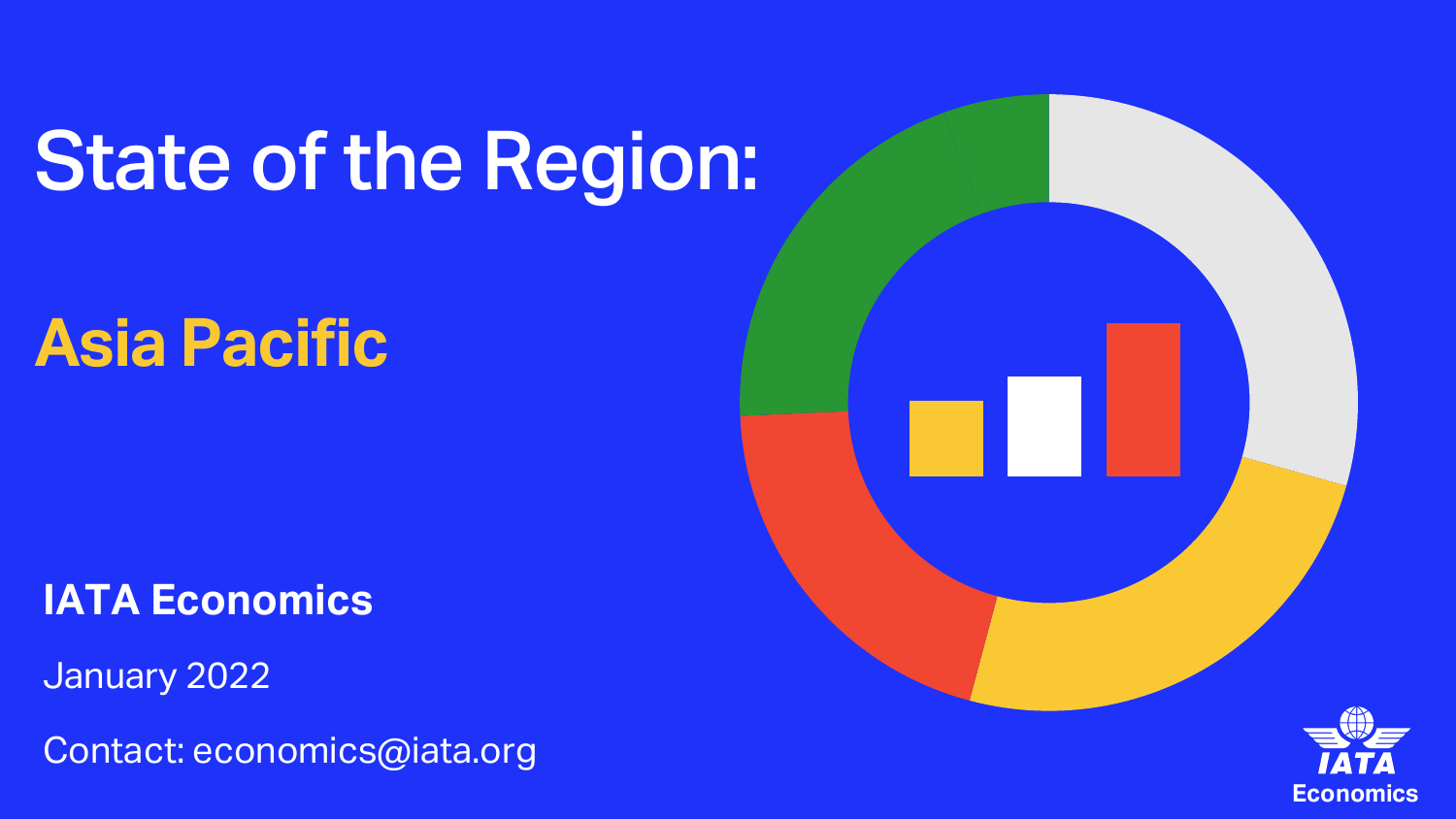# State of the Region:

## Asia Pacific

**IATA Economics**

January 2022

Contact: economics@iata.org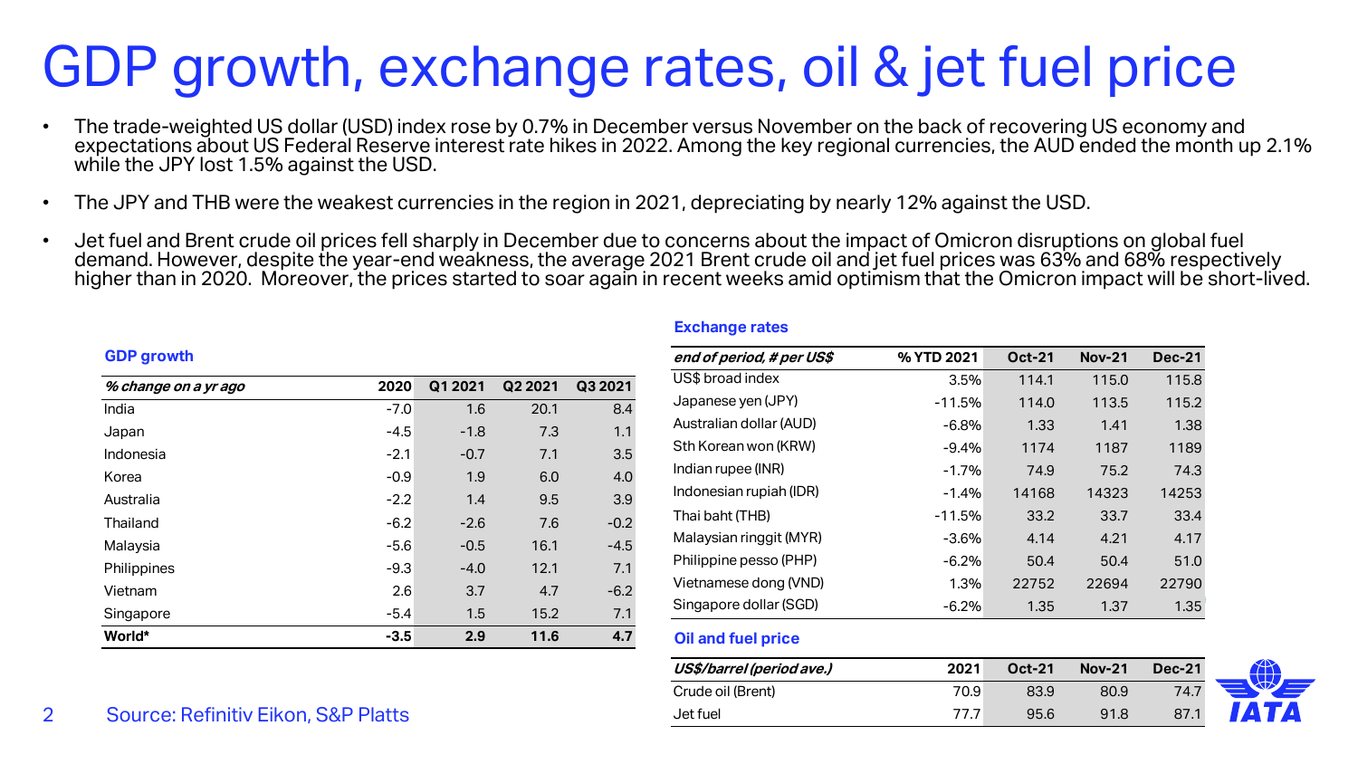# GDP growth, exchange rates, oil & jet fuel price

- The trade-weighted US dollar (USD) index rose by 0.7% in December versus November on the back of recovering US economy and expectations about US Federal Reserve interest rate hikes in 2022. Among the key regional currencies, the AUD ended the month up 2.1% while the JPY lost 1.5% against the USD.
- The JPY and THB were the weakest currencies in the region in 2021, depreciating by nearly 12% against the USD.
- Jet fuel and Brent crude oil prices fell sharply in December due to concerns about the impact of Omicron disruptions on global fuel demand. However, despite the year-end weakness, the average 2021 Brent crude oil and jet fuel prices was 63% and 68% respectively higher than in 2020. Moreover, the prices started to soar again in recent weeks amid optimism that the Omicron impact will be short-lived.

**GDP growth**

| *% change on a yr ago* | 2020 | Q1 2021 | Q2 2021 | Q3 2021 |
|---|---|---|---|---|
| India | -7.0 | 1.6 | 20.1 | 8.4 |
| Japan | -4.5 | -1.8 | 7.3 | 1.1 |
| Indonesia | -2.1 | -0.7 | 7.1 | 3.5 |
| Korea | -0.9 | 1.9 | 6.0 | 4.0 |
| Australia | -2.2 | 1.4 | 9.5 | 3.9 |
| Thailand | -6.2 | -2.6 | 7.6 | -0.2 |
| Malaysia | -5.6 | -0.5 | 16.1 | -4.5 |
| Philippines | -9.3 | -4.0 | 12.1 | 7.1 |
| Vietnam | 2.6 | 3.7 | 4.7 | -6.2 |
| Singapore | -5.4 | 1.5 | 15.2 | 7.1 |
| **World*** | **-3.5** | **2.9** | **11.6** | **4.7** |

**Exchange rates**

| *end of period, # per US$* | % YTD 2021 | Oct-21 | Nov-21 | Dec-21 |
|---|---|---|---|---|
| US$ broad index | 3.5% | 114.1 | 115.0 | 115.8 |
| Japanese yen (JPY) | -11.5% | 114.0 | 113.5 | 115.2 |
| Australian dollar (AUD) | -6.8% | 1.33 | 1.41 | 1.38 |
| Sth Korean won (KRW) | -9.4% | 1174 | 1187 | 1189 |
| Indian rupee (INR) | -1.7% | 74.9 | 75.2 | 74.3 |
| Indonesian rupiah (IDR) | -1.4% | 14168 | 14323 | 14253 |
| Thai baht (THB) | -11.5% | 33.2 | 33.7 | 33.4 |
| Malaysian ringgit (MYR) | -3.6% | 4.14 | 4.21 | 4.17 |
| Philippine pesso (PHP) | -6.2% | 50.4 | 50.4 | 51.0 |
| Vietnamese dong (VND) | 1.3% | 22752 | 22694 | 22790 |
| Singapore dollar (SGD) | -6.2% | 1.35 | 1.37 | 1.35 |

**Oil and fuel price**

| *US$/barrel (period ave.)* | 2021 | Oct-21 | Nov-21 | Dec-21 |
|---|---|---|---|---|
| Crude oil (Brent) | 70.9 | 83.9 | 80.9 | 74.7 |
| Jet fuel | 77.7 | 95.6 | 91.8 | 87.1 |

Source: Refinitiv Eikon, S&P Platts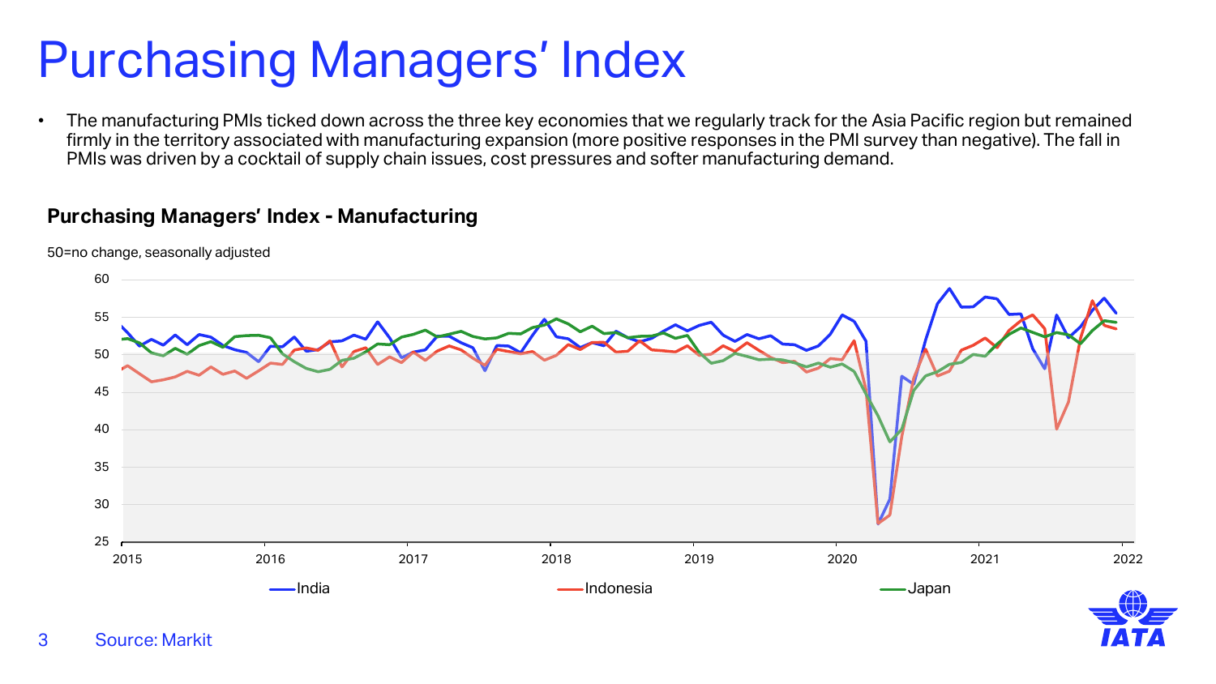# Purchasing Managers' Index

- The manufacturing PMIs ticked down across the three key economies that we regularly track for the Asia Pacific region but remained firmly in the territory associated with manufacturing expansion (more positive responses in the PMI survey than negative). The fall in PMIs was driven by a cocktail of supply chain issues, cost pressures and softer manufacturing demand.

**Purchasing Managers' Index - Manufacturing**

50=no change, seasonally adjusted

Source: Markit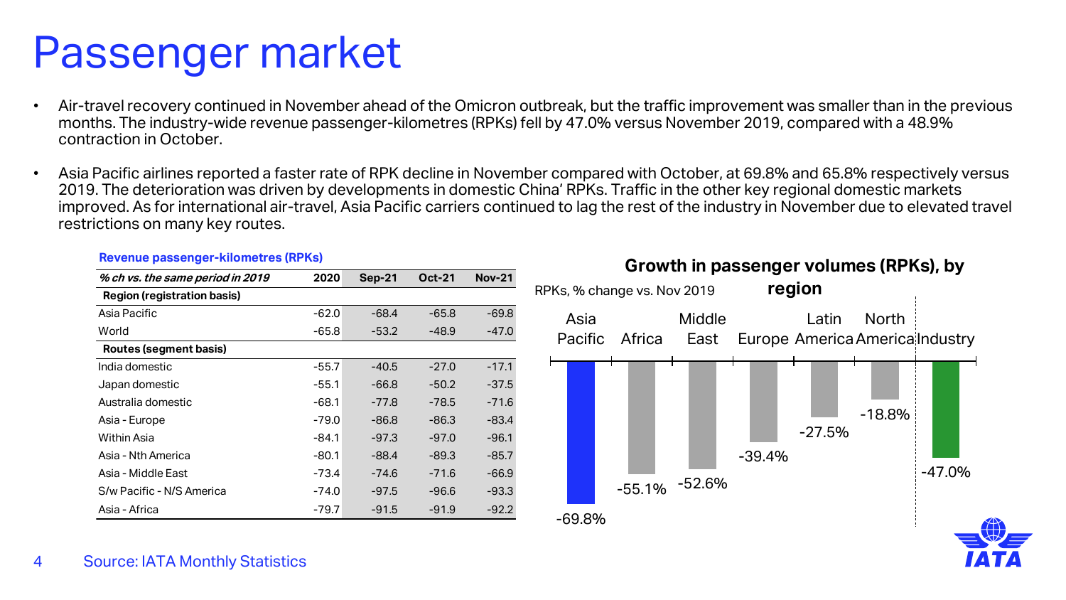# Passenger market

- Air-travel recovery continued in November ahead of the Omicron outbreak, but the traffic improvement was smaller than in the previous months. The industry-wide revenue passenger-kilometres (RPKs) fell by 47.0% versus November 2019, compared with a 48.9% contraction in October.
- Asia Pacific airlines reported a faster rate of RPK decline in November compared with October, at 69.8% and 65.8% respectively versus 2019. The deterioration was driven by developments in domestic China' RPKs. Traffic in the other key regional domestic markets improved. As for international air-travel, Asia Pacific carriers continued to lag the rest of the industry in November due to elevated travel restrictions on many key routes.

**Revenue passenger-kilometres (RPKs)**

| *% ch vs. the same period in 2019* | 2020 | Sep-21 | Oct-21 | Nov-21 |
|---|---|---|---|---|
| **Region (registration basis)** | | | | |
| Asia Pacific | -62.0 | -68.4 | -65.8 | -69.8 |
| World | -65.8 | -53.2 | -48.9 | -47.0 |
| **Routes (segment basis)** | | | | |
| India domestic | -55.7 | -40.5 | -27.0 | -17.1 |
| Japan domestic | -55.1 | -66.8 | -50.2 | -37.5 |
| Australia domestic | -68.1 | -77.8 | -78.5 | -71.6 |
| Asia - Europe | -79.0 | -86.8 | -86.3 | -83.4 |
| Within Asia | -84.1 | -97.3 | -97.0 | -96.1 |
| Asia - Nth America | -80.1 | -88.4 | -89.3 | -85.7 |
| Asia - Middle East | -73.4 | -74.6 | -71.6 | -66.9 |
| S/w Pacific - N/S America | -74.0 | -97.5 | -96.6 | -93.3 |
| Asia - Africa | -79.7 | -91.5 | -91.9 | -92.2 |

**Growth in passenger volumes (RPKs), by region**

RPKs, % change vs. Nov 2019

| Region | % change |
|---|---|
| Asia Pacific | -69.8% |
| Africa | -55.1% |
| Middle East | -52.6% |
| Europe | -39.4% |
| Latin America | -27.5% |
| North America | -18.8% |
| Industry | -47.0% |

Source: IATA Monthly Statistics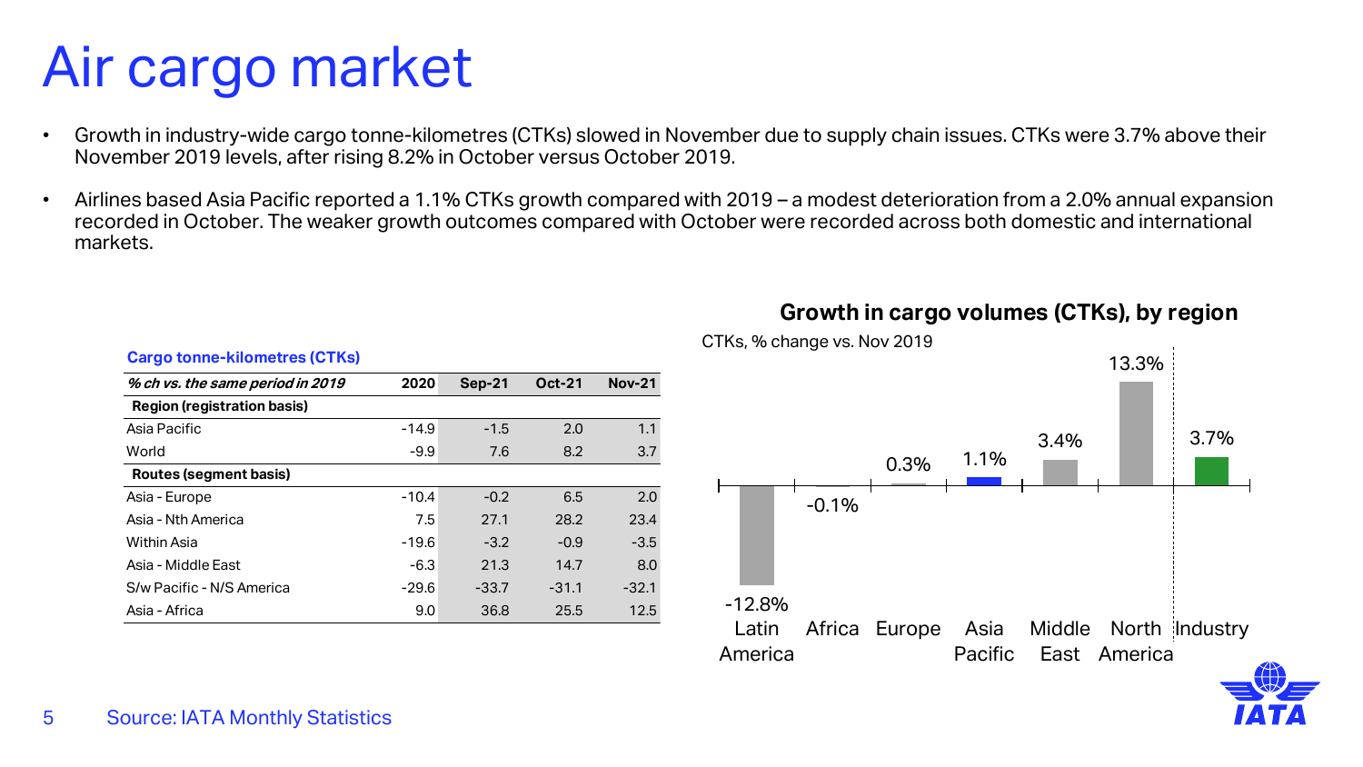# Air cargo market

- Growth in industry-wide cargo tonne-kilometres (CTKs) slowed in November due to supply chain issues. CTKs were 3.7% above their November 2019 levels, after rising 8.2% in October versus October 2019.
- Airlines based Asia Pacific reported a 1.1% CTKs growth compared with 2019 – a modest deterioration from a 2.0% annual expansion recorded in October. The weaker growth outcomes compared with October were recorded across both domestic and international markets.

**Cargo tonne-kilometres (CTKs)**

| *% ch vs. the same period in 2019* | 2020 | Sep-21 | Oct-21 | Nov-21 |
|---|---|---|---|---|
| **Region (registration basis)** | | | | |
| Asia Pacific | -14.9 | -1.5 | 2.0 | 1.1 |
| World | -9.9 | 7.6 | 8.2 | 3.7 |
| **Routes (segment basis)** | | | | |
| Asia - Europe | -10.4 | -0.2 | 6.5 | 2.0 |
| Asia - Nth America | 7.5 | 27.1 | 28.2 | 23.4 |
| Within Asia | -19.6 | -3.2 | -0.9 | -3.5 |
| Asia - Middle East | -6.3 | 21.3 | 14.7 | 8.0 |
| S/w Pacific - N/S America | -29.6 | -33.7 | -31.1 | -32.1 |
| Asia - Africa | 9.0 | 36.8 | 25.5 | 12.5 |

**Growth in cargo volumes (CTKs), by region**

CTKs, % change vs. Nov 2019

| Region | % change |
|---|---|
| Latin America | -12.8% |
| Africa | -0.1% |
| Europe | 0.3% |
| Asia Pacific | 1.1% |
| Middle East | 3.4% |
| North America | 13.3% |
| Industry | 3.7% |

Source: IATA Monthly Statistics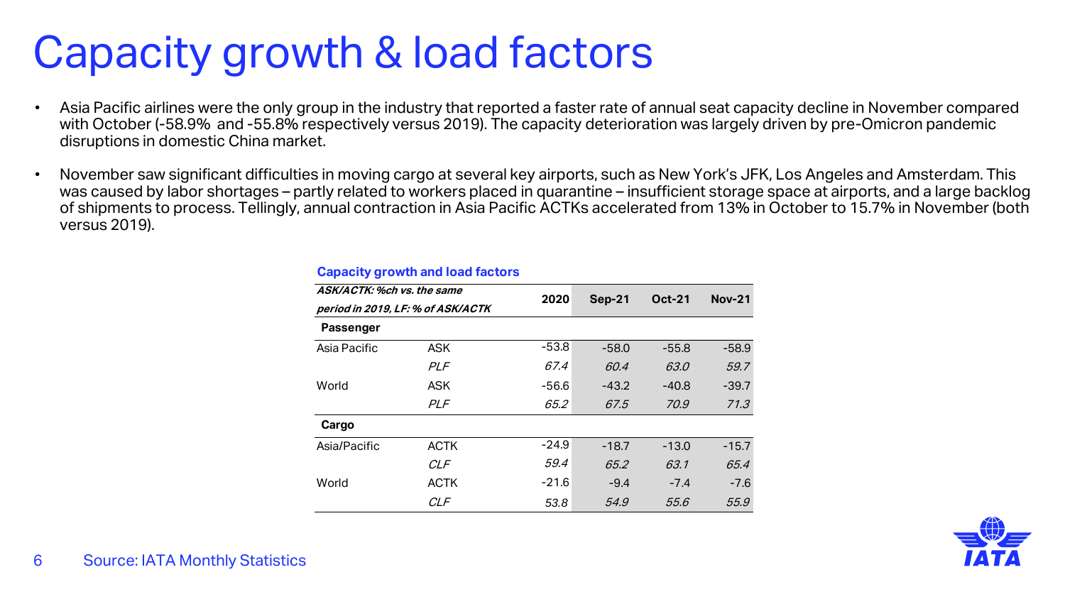# Capacity growth & load factors

- Asia Pacific airlines were the only group in the industry that reported a faster rate of annual seat capacity decline in November compared with October (-58.9% and -55.8% respectively versus 2019). The capacity deterioration was largely driven by pre-Omicron pandemic disruptions in domestic China market.
- November saw significant difficulties in moving cargo at several key airports, such as New York's JFK, Los Angeles and Amsterdam. This was caused by labor shortages – partly related to workers placed in quarantine – insufficient storage space at airports, and a large backlog of shipments to process. Tellingly, annual contraction in Asia Pacific ACTKs accelerated from 13% in October to 15.7% in November (both versus 2019).

**Capacity growth and load factors**

| *ASK/ACTK: %ch vs. the same period in 2019, LF: % of ASK/ACTK* | | 2020 | Sep-21 | Oct-21 | Nov-21 |
|---|---|---|---|---|---|
| **Passenger** | | | | | |
| Asia Pacific | ASK | -53.8 | -58.0 | -55.8 | -58.9 |
| | *PLF* | *67.4* | *60.4* | *63.0* | *59.7* |
| World | ASK | -56.6 | -43.2 | -40.8 | -39.7 |
| | *PLF* | *65.2* | *67.5* | *70.9* | *71.3* |
| **Cargo** | | | | | |
| Asia/Pacific | ACTK | -24.9 | -18.7 | -13.0 | -15.7 |
| | *CLF* | *59.4* | *65.2* | *63.1* | *65.4* |
| World | ACTK | -21.6 | -9.4 | -7.4 | -7.6 |
| | *CLF* | *53.8* | *54.9* | *55.6* | *55.9* |

Source: IATA Monthly Statistics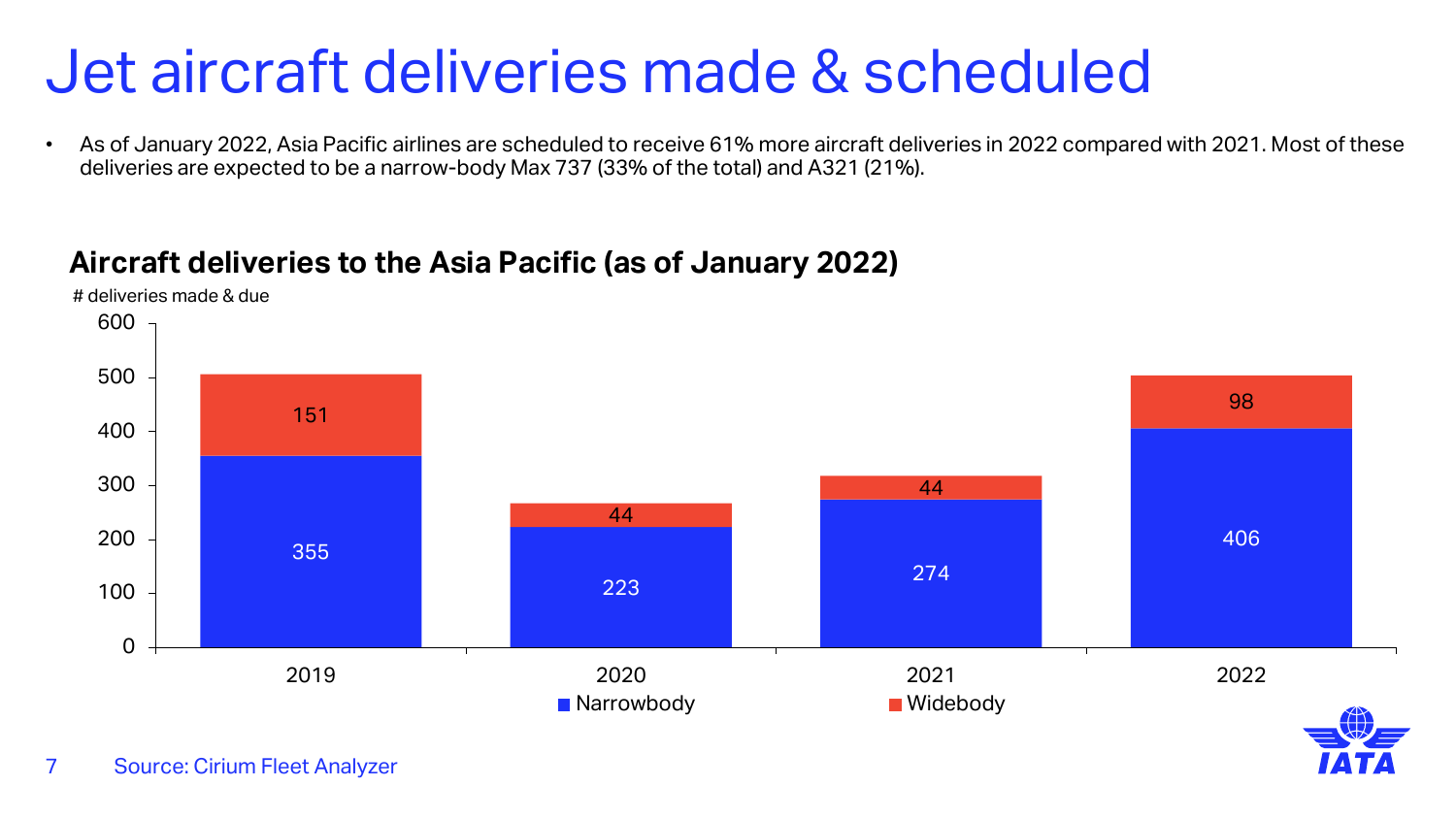# Jet aircraft deliveries made & scheduled

- As of January 2022, Asia Pacific airlines are scheduled to receive 61% more aircraft deliveries in 2022 compared with 2021. Most of these deliveries are expected to be a narrow-body Max 737 (33% of the total) and A321 (21%).

## Aircraft deliveries to the Asia Pacific (as of January 2022)

# deliveries made & due

| Year | Narrowbody | Widebody |
| --- | --- | --- |
| 2019 | 355 | 151 |
| 2020 | 223 | 44 |
| 2021 | 274 | 44 |
| 2022 | 406 | 98 |

Source: Cirium Fleet Analyzer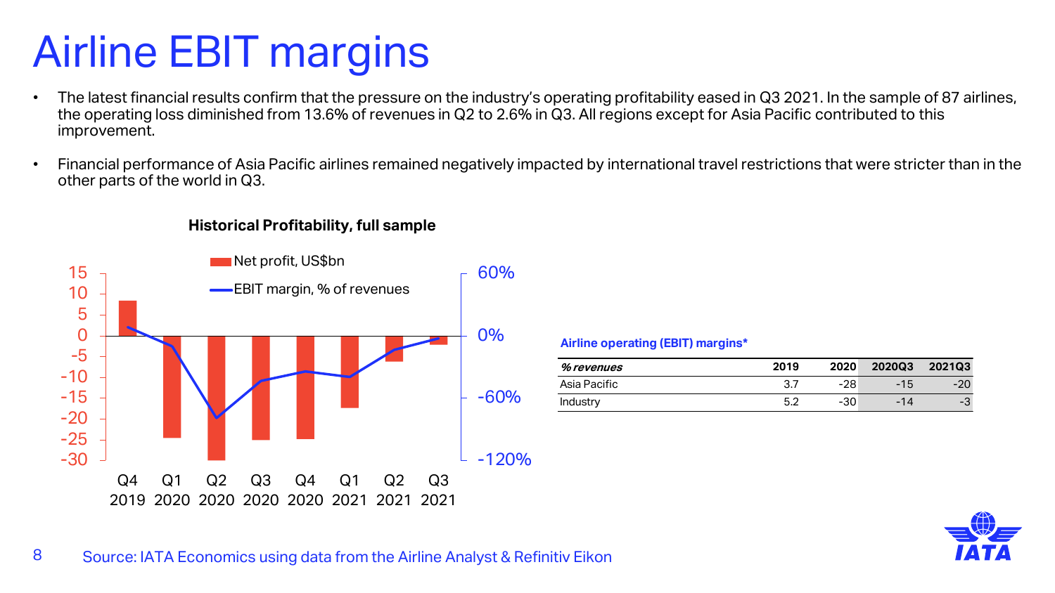# Airline EBIT margins

- The latest financial results confirm that the pressure on the industry's operating profitability eased in Q3 2021. In the sample of 87 airlines, the operating loss diminished from 13.6% of revenues in Q2 to 2.6% in Q3. All regions except for Asia Pacific contributed to this improvement.
- Financial performance of Asia Pacific airlines remained negatively impacted by international travel restrictions that were stricter than in the other parts of the world in Q3.

**Historical Profitability, full sample**

Net profit, US$bn

EBIT margin, % of revenues

15
10
5
0
-5
-10
-15
-20
-25
-30

60%
0%
-60%
-120%

Q4 2019
Q1 2020
Q2 2020
Q3 2020
Q4 2020
Q1 2021
Q2 2021
Q3 2021

**Airline operating (EBIT) margins***

| *% revenues* | 2019 | 2020 | 2020Q3 | 2021Q3 |
|---|---|---|---|---|
| Asia Pacific | 3.7 | -28 | -15 | -20 |
| Industry | 5.2 | -30 | -14 | -3 |

Source: IATA Economics using data from the Airline Analyst & Refinitiv Eikon